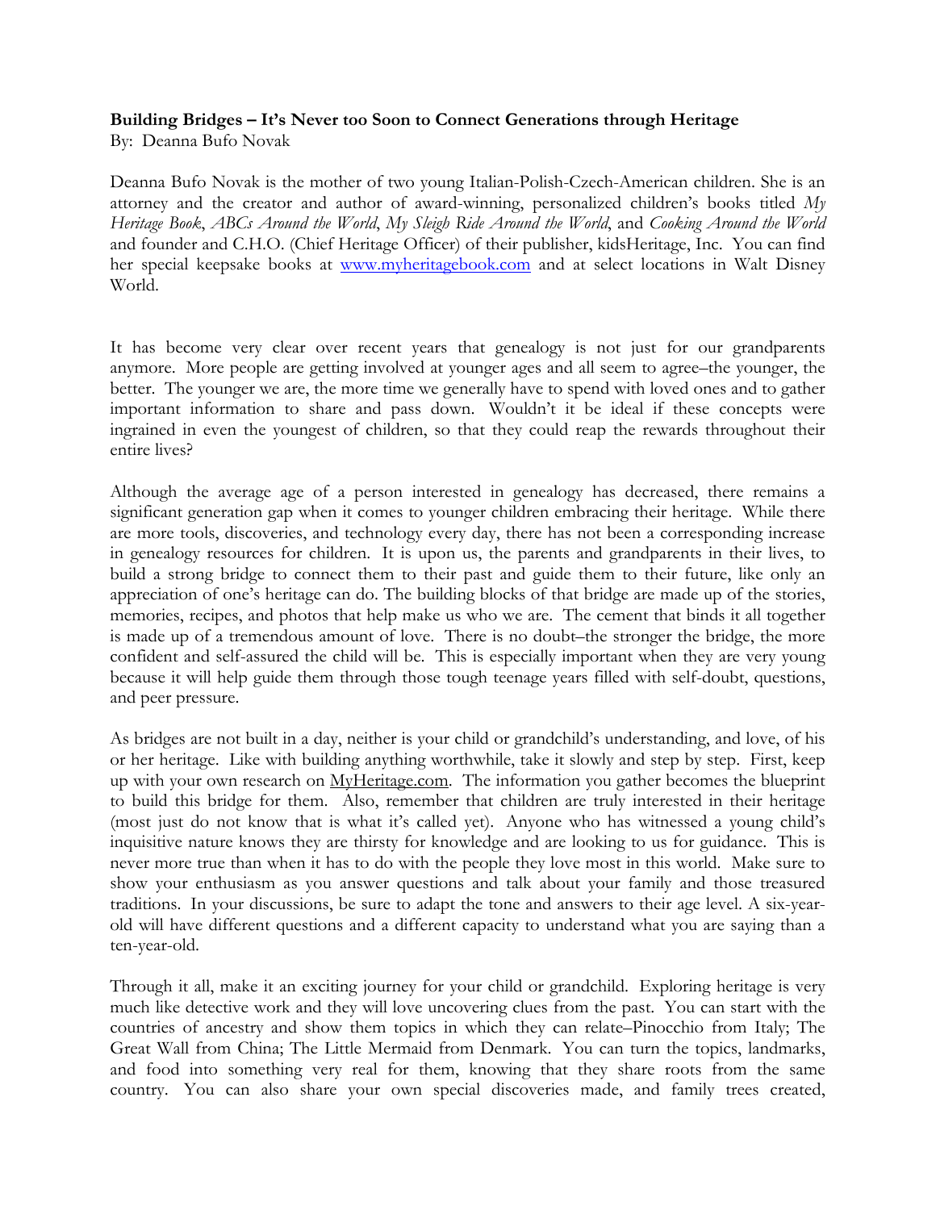**Building Bridges – It's Never too Soon to Connect Generations through Heritage**
By: Deanna Bufo Novak

Deanna Bufo Novak is the mother of two young Italian-Polish-Czech-American children. She is an attorney and the creator and author of award-winning, personalized children's books titled *My Heritage Book*, *ABCs Around the World*, *My Sleigh Ride Around the World*, and *Cooking Around the World* and founder and C.H.O. (Chief Heritage Officer) of their publisher, kidsHeritage, Inc. You can find her special keepsake books at [www.myheritagebook.com](http://www.myheritagebook.com) and at select locations in Walt Disney World.

It has become very clear over recent years that genealogy is not just for our grandparents anymore. More people are getting involved at younger ages and all seem to agree–the younger, the better. The younger we are, the more time we generally have to spend with loved ones and to gather important information to share and pass down. Wouldn't it be ideal if these concepts were ingrained in even the youngest of children, so that they could reap the rewards throughout their entire lives?

Although the average age of a person interested in genealogy has decreased, there remains a significant generation gap when it comes to younger children embracing their heritage. While there are more tools, discoveries, and technology every day, there has not been a corresponding increase in genealogy resources for children. It is upon us, the parents and grandparents in their lives, to build a strong bridge to connect them to their past and guide them to their future, like only an appreciation of one's heritage can do. The building blocks of that bridge are made up of the stories, memories, recipes, and photos that help make us who we are. The cement that binds it all together is made up of a tremendous amount of love. There is no doubt–the stronger the bridge, the more confident and self-assured the child will be. This is especially important when they are very young because it will help guide them through those tough teenage years filled with self-doubt, questions, and peer pressure.

As bridges are not built in a day, neither is your child or grandchild's understanding, and love, of his or her heritage. Like with building anything worthwhile, take it slowly and step by step. First, keep up with your own research on MyHeritage.com. The information you gather becomes the blueprint to build this bridge for them. Also, remember that children are truly interested in their heritage (most just do not know that is what it's called yet). Anyone who has witnessed a young child's inquisitive nature knows they are thirsty for knowledge and are looking to us for guidance. This is never more true than when it has to do with the people they love most in this world. Make sure to show your enthusiasm as you answer questions and talk about your family and those treasured traditions. In your discussions, be sure to adapt the tone and answers to their age level. A six-year-old will have different questions and a different capacity to understand what you are saying than a ten-year-old.

Through it all, make it an exciting journey for your child or grandchild. Exploring heritage is very much like detective work and they will love uncovering clues from the past. You can start with the countries of ancestry and show them topics in which they can relate–Pinocchio from Italy; The Great Wall from China; The Little Mermaid from Denmark. You can turn the topics, landmarks, and food into something very real for them, knowing that they share roots from the same country. You can also share your own special discoveries made, and family trees created,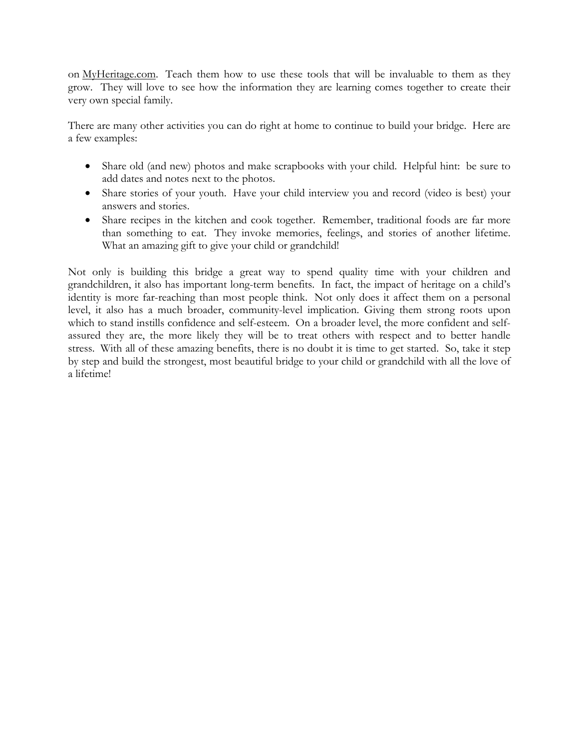on MyHeritage.com. Teach them how to use these tools that will be invaluable to them as they grow. They will love to see how the information they are learning comes together to create their very own special family.

There are many other activities you can do right at home to continue to build your bridge. Here are a few examples:

- Share old (and new) photos and make scrapbooks with your child. Helpful hint: be sure to add dates and notes next to the photos.
- Share stories of your youth. Have your child interview you and record (video is best) your answers and stories.
- Share recipes in the kitchen and cook together. Remember, traditional foods are far more than something to eat. They invoke memories, feelings, and stories of another lifetime. What an amazing gift to give your child or grandchild!

Not only is building this bridge a great way to spend quality time with your children and grandchildren, it also has important long-term benefits. In fact, the impact of heritage on a child's identity is more far-reaching than most people think. Not only does it affect them on a personal level, it also has a much broader, community-level implication. Giving them strong roots upon which to stand instills confidence and self-esteem. On a broader level, the more confident and self-assured they are, the more likely they will be to treat others with respect and to better handle stress. With all of these amazing benefits, there is no doubt it is time to get started. So, take it step by step and build the strongest, most beautiful bridge to your child or grandchild with all the love of a lifetime!